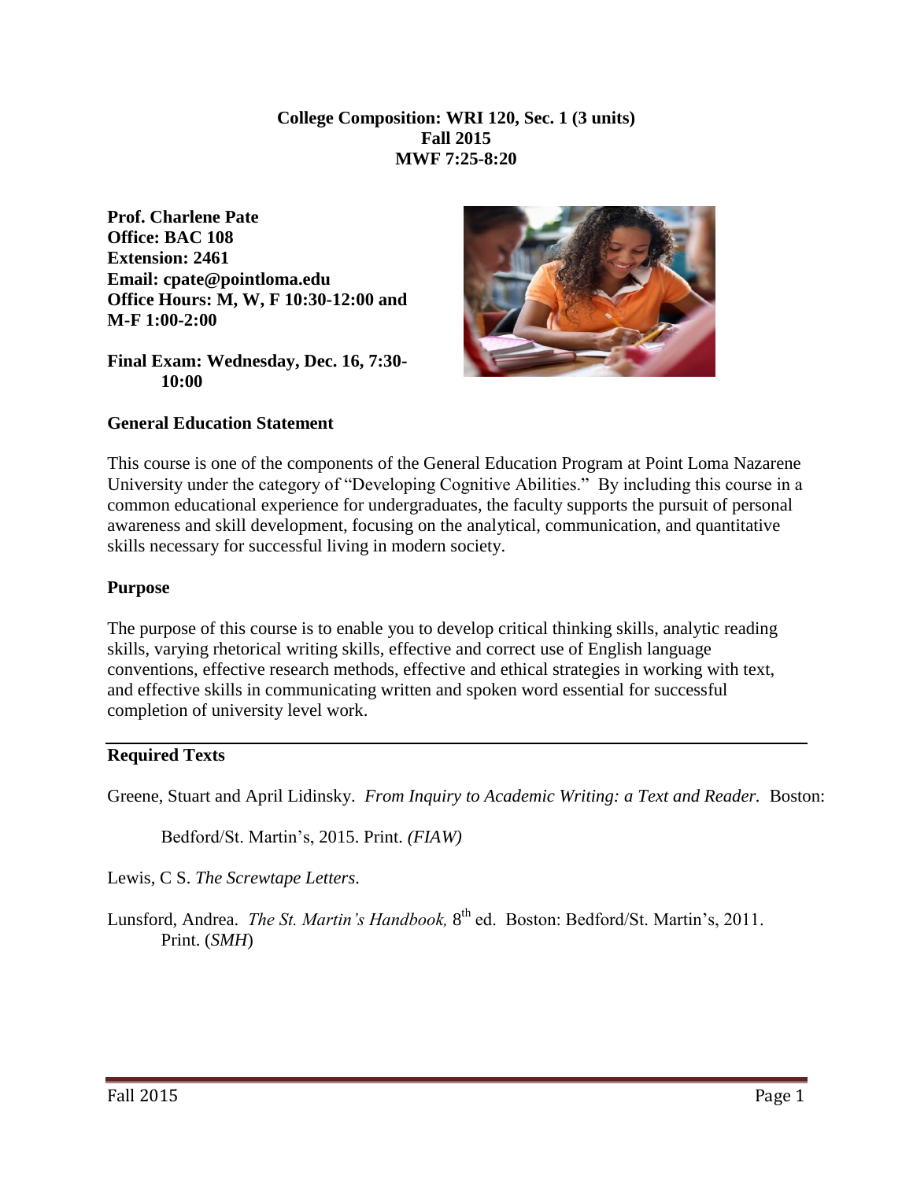**College Composition: WRI 120, Sec. 1 (3 units)**
**Fall 2015**
**MWF 7:25-8:20**

**Prof. Charlene Pate**
**Office: BAC 108**
**Extension: 2461**
**Email: cpate@pointloma.edu**
**Office Hours: M, W, F 10:30-12:00 and M-F 1:00-2:00**

**Final Exam: Wednesday, Dec. 16, 7:30-10:00**

## General Education Statement

This course is one of the components of the General Education Program at Point Loma Nazarene University under the category of "Developing Cognitive Abilities." By including this course in a common educational experience for undergraduates, the faculty supports the pursuit of personal awareness and skill development, focusing on the analytical, communication, and quantitative skills necessary for successful living in modern society.

## Purpose

The purpose of this course is to enable you to develop critical thinking skills, analytic reading skills, varying rhetorical writing skills, effective and correct use of English language conventions, effective research methods, effective and ethical strategies in working with text, and effective skills in communicating written and spoken word essential for successful completion of university level work.

## Required Texts

Greene, Stuart and April Lidinsky. *From Inquiry to Academic Writing: a Text and Reader.* Boston: Bedford/St. Martin's, 2015. Print. *(FIAW)*

Lewis, C S. *The Screwtape Letters*.

Lunsford, Andrea. *The St. Martin's Handbook,* 8th ed. Boston: Bedford/St. Martin's, 2011. Print. (*SMH*)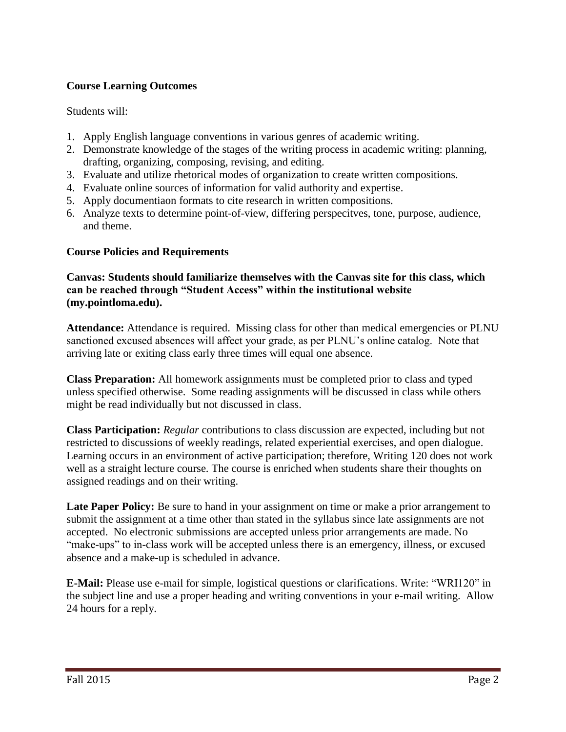### Course Learning Outcomes

Students will:

1. Apply English language conventions in various genres of academic writing.
2. Demonstrate knowledge of the stages of the writing process in academic writing: planning, drafting, organizing, composing, revising, and editing.
3. Evaluate and utilize rhetorical modes of organization to create written compositions.
4. Evaluate online sources of information for valid authority and expertise.
5. Apply documentiaon formats to cite research in written compositions.
6. Analyze texts to determine point-of-view, differing perspecitves, tone, purpose, audience, and theme.

### Course Policies and Requirements

**Canvas: Students should familiarize themselves with the Canvas site for this class, which can be reached through "Student Access" within the institutional website (my.pointloma.edu).**

**Attendance:** Attendance is required. Missing class for other than medical emergencies or PLNU sanctioned excused absences will affect your grade, as per PLNU's online catalog. Note that arriving late or exiting class early three times will equal one absence.

**Class Preparation:** All homework assignments must be completed prior to class and typed unless specified otherwise. Some reading assignments will be discussed in class while others might be read individually but not discussed in class.

**Class Participation:** *Regular* contributions to class discussion are expected, including but not restricted to discussions of weekly readings, related experiential exercises, and open dialogue. Learning occurs in an environment of active participation; therefore, Writing 120 does not work well as a straight lecture course. The course is enriched when students share their thoughts on assigned readings and on their writing.

**Late Paper Policy:** Be sure to hand in your assignment on time or make a prior arrangement to submit the assignment at a time other than stated in the syllabus since late assignments are not accepted. No electronic submissions are accepted unless prior arrangements are made. No "make-ups" to in-class work will be accepted unless there is an emergency, illness, or excused absence and a make-up is scheduled in advance.

**E-Mail:** Please use e-mail for simple, logistical questions or clarifications. Write: "WRI120" in the subject line and use a proper heading and writing conventions in your e-mail writing. Allow 24 hours for a reply.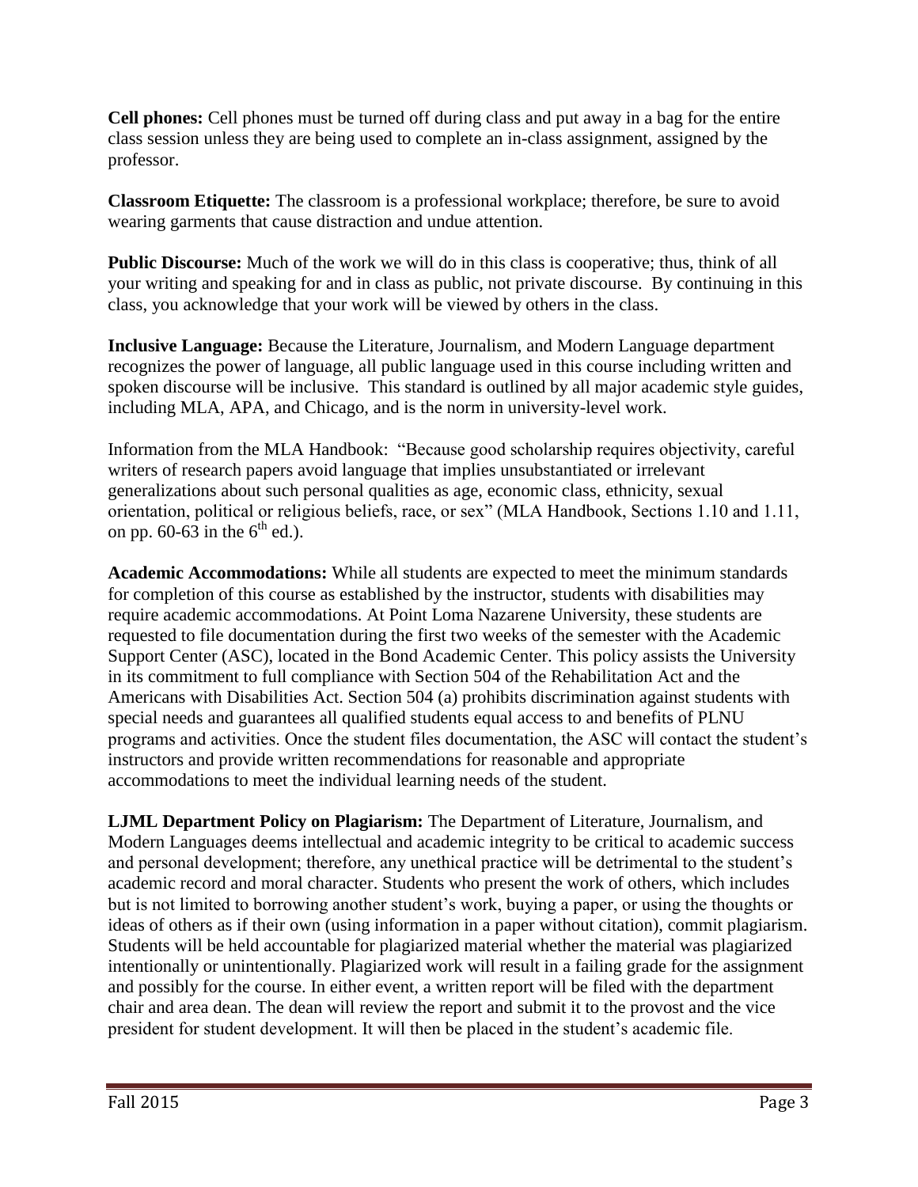**Cell phones:** Cell phones must be turned off during class and put away in a bag for the entire class session unless they are being used to complete an in-class assignment, assigned by the professor.

**Classroom Etiquette:** The classroom is a professional workplace; therefore, be sure to avoid wearing garments that cause distraction and undue attention.

**Public Discourse:** Much of the work we will do in this class is cooperative; thus, think of all your writing and speaking for and in class as public, not private discourse. By continuing in this class, you acknowledge that your work will be viewed by others in the class.

**Inclusive Language:** Because the Literature, Journalism, and Modern Language department recognizes the power of language, all public language used in this course including written and spoken discourse will be inclusive. This standard is outlined by all major academic style guides, including MLA, APA, and Chicago, and is the norm in university-level work.

Information from the MLA Handbook: "Because good scholarship requires objectivity, careful writers of research papers avoid language that implies unsubstantiated or irrelevant generalizations about such personal qualities as age, economic class, ethnicity, sexual orientation, political or religious beliefs, race, or sex" (MLA Handbook, Sections 1.10 and 1.11, on pp. 60-63 in the 6th ed.).

**Academic Accommodations:** While all students are expected to meet the minimum standards for completion of this course as established by the instructor, students with disabilities may require academic accommodations. At Point Loma Nazarene University, these students are requested to file documentation during the first two weeks of the semester with the Academic Support Center (ASC), located in the Bond Academic Center. This policy assists the University in its commitment to full compliance with Section 504 of the Rehabilitation Act and the Americans with Disabilities Act. Section 504 (a) prohibits discrimination against students with special needs and guarantees all qualified students equal access to and benefits of PLNU programs and activities. Once the student files documentation, the ASC will contact the student's instructors and provide written recommendations for reasonable and appropriate accommodations to meet the individual learning needs of the student.

**LJML Department Policy on Plagiarism:** The Department of Literature, Journalism, and Modern Languages deems intellectual and academic integrity to be critical to academic success and personal development; therefore, any unethical practice will be detrimental to the student's academic record and moral character. Students who present the work of others, which includes but is not limited to borrowing another student's work, buying a paper, or using the thoughts or ideas of others as if their own (using information in a paper without citation), commit plagiarism. Students will be held accountable for plagiarized material whether the material was plagiarized intentionally or unintentionally. Plagiarized work will result in a failing grade for the assignment and possibly for the course. In either event, a written report will be filed with the department chair and area dean. The dean will review the report and submit it to the provost and the vice president for student development. It will then be placed in the student's academic file.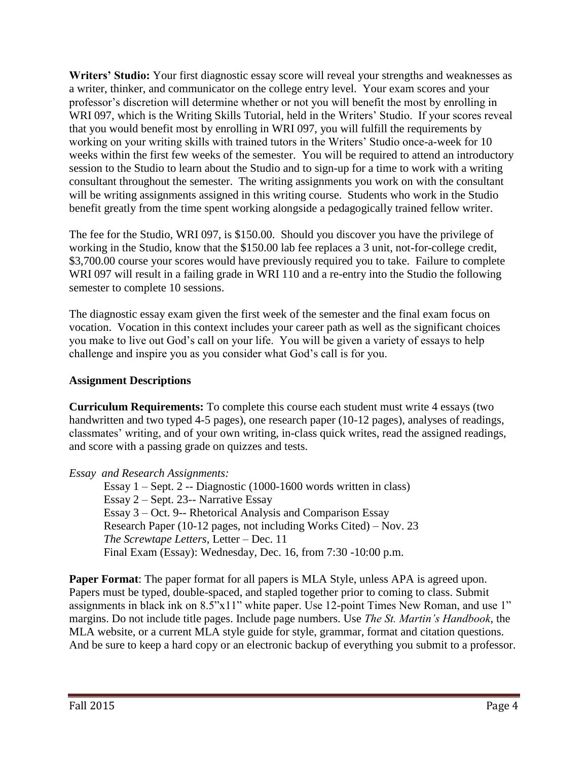**Writers' Studio:** Your first diagnostic essay score will reveal your strengths and weaknesses as a writer, thinker, and communicator on the college entry level. Your exam scores and your professor's discretion will determine whether or not you will benefit the most by enrolling in WRI 097, which is the Writing Skills Tutorial, held in the Writers' Studio. If your scores reveal that you would benefit most by enrolling in WRI 097, you will fulfill the requirements by working on your writing skills with trained tutors in the Writers' Studio once-a-week for 10 weeks within the first few weeks of the semester. You will be required to attend an introductory session to the Studio to learn about the Studio and to sign-up for a time to work with a writing consultant throughout the semester. The writing assignments you work on with the consultant will be writing assignments assigned in this writing course. Students who work in the Studio benefit greatly from the time spent working alongside a pedagogically trained fellow writer.

The fee for the Studio, WRI 097, is $150.00. Should you discover you have the privilege of working in the Studio, know that the $150.00 lab fee replaces a 3 unit, not-for-college credit, $3,700.00 course your scores would have previously required you to take. Failure to complete WRI 097 will result in a failing grade in WRI 110 and a re-entry into the Studio the following semester to complete 10 sessions.

The diagnostic essay exam given the first week of the semester and the final exam focus on vocation. Vocation in this context includes your career path as well as the significant choices you make to live out God's call on your life. You will be given a variety of essays to help challenge and inspire you as you consider what God's call is for you.

**Assignment Descriptions**

**Curriculum Requirements:** To complete this course each student must write 4 essays (two handwritten and two typed 4-5 pages), one research paper (10-12 pages), analyses of readings, classmates' writing, and of your own writing, in-class quick writes, read the assigned readings, and score with a passing grade on quizzes and tests.

*Essay and Research Assignments:*

Essay 1 – Sept. 2 -- Diagnostic (1000-1600 words written in class)
Essay 2 – Sept. 23-- Narrative Essay
Essay 3 – Oct. 9-- Rhetorical Analysis and Comparison Essay
Research Paper (10-12 pages, not including Works Cited) – Nov. 23
*The Screwtape Letters*, Letter – Dec. 11
Final Exam (Essay): Wednesday, Dec. 16, from 7:30 -10:00 p.m.

**Paper Format**: The paper format for all papers is MLA Style, unless APA is agreed upon. Papers must be typed, double-spaced, and stapled together prior to coming to class. Submit assignments in black ink on 8.5"x11" white paper. Use 12-point Times New Roman, and use 1" margins. Do not include title pages. Include page numbers. Use *The St. Martin's Handbook*, the MLA website, or a current MLA style guide for style, grammar, format and citation questions. And be sure to keep a hard copy or an electronic backup of everything you submit to a professor.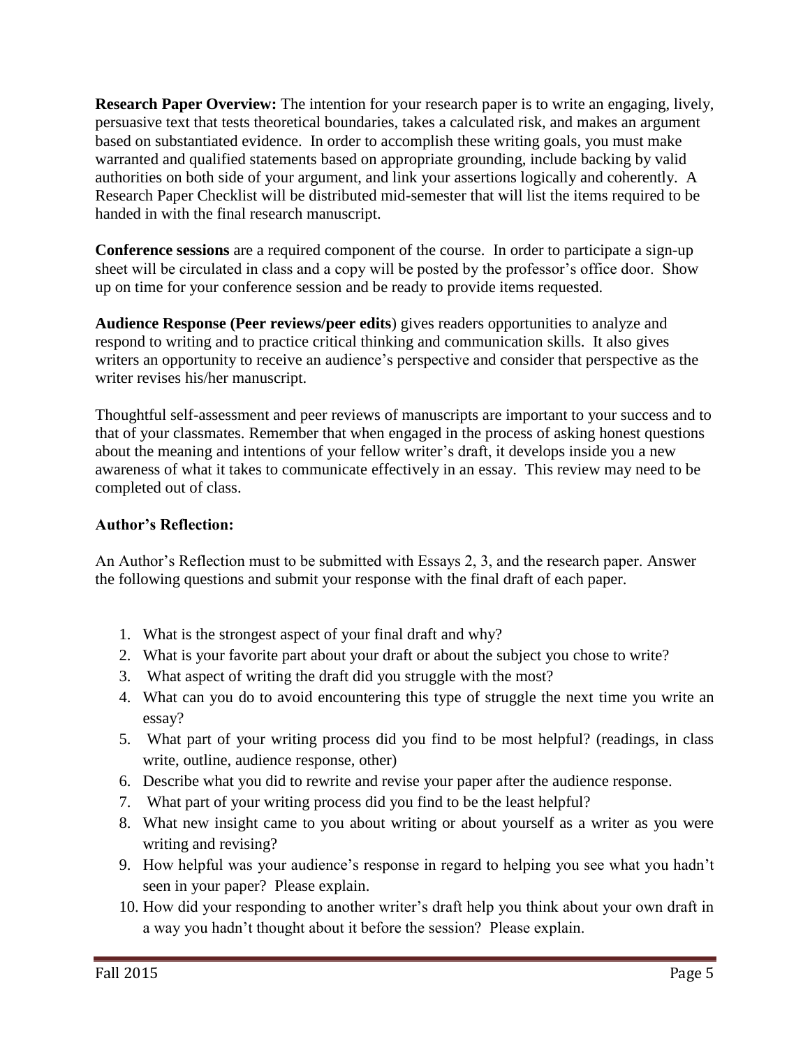**Research Paper Overview:** The intention for your research paper is to write an engaging, lively, persuasive text that tests theoretical boundaries, takes a calculated risk, and makes an argument based on substantiated evidence. In order to accomplish these writing goals, you must make warranted and qualified statements based on appropriate grounding, include backing by valid authorities on both side of your argument, and link your assertions logically and coherently. A Research Paper Checklist will be distributed mid-semester that will list the items required to be handed in with the final research manuscript.

**Conference sessions** are a required component of the course. In order to participate a sign-up sheet will be circulated in class and a copy will be posted by the professor's office door. Show up on time for your conference session and be ready to provide items requested.

**Audience Response (Peer reviews/peer edits**) gives readers opportunities to analyze and respond to writing and to practice critical thinking and communication skills. It also gives writers an opportunity to receive an audience's perspective and consider that perspective as the writer revises his/her manuscript.

Thoughtful self-assessment and peer reviews of manuscripts are important to your success and to that of your classmates. Remember that when engaged in the process of asking honest questions about the meaning and intentions of your fellow writer's draft, it develops inside you a new awareness of what it takes to communicate effectively in an essay. This review may need to be completed out of class.

**Author's Reflection:**

An Author's Reflection must to be submitted with Essays 2, 3, and the research paper. Answer the following questions and submit your response with the final draft of each paper.

1. What is the strongest aspect of your final draft and why?
2. What is your favorite part about your draft or about the subject you chose to write?
3. What aspect of writing the draft did you struggle with the most?
4. What can you do to avoid encountering this type of struggle the next time you write an essay?
5. What part of your writing process did you find to be most helpful? (readings, in class write, outline, audience response, other)
6. Describe what you did to rewrite and revise your paper after the audience response.
7. What part of your writing process did you find to be the least helpful?
8. What new insight came to you about writing or about yourself as a writer as you were writing and revising?
9. How helpful was your audience's response in regard to helping you see what you hadn't seen in your paper? Please explain.
10. How did your responding to another writer's draft help you think about your own draft in a way you hadn't thought about it before the session? Please explain.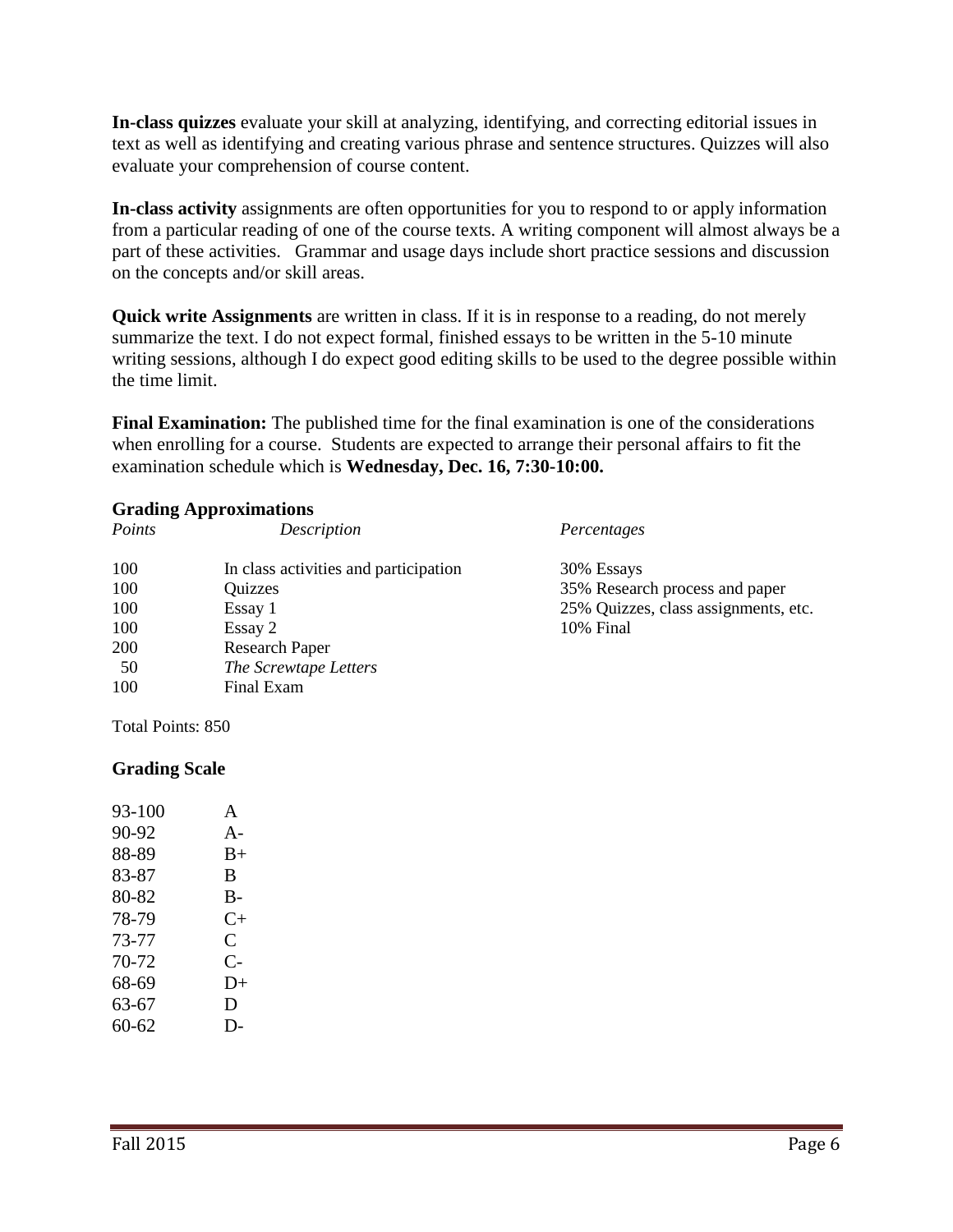**In-class quizzes** evaluate your skill at analyzing, identifying, and correcting editorial issues in text as well as identifying and creating various phrase and sentence structures. Quizzes will also evaluate your comprehension of course content.

**In-class activity** assignments are often opportunities for you to respond to or apply information from a particular reading of one of the course texts. A writing component will almost always be a part of these activities. Grammar and usage days include short practice sessions and discussion on the concepts and/or skill areas.

**Quick write Assignments** are written in class. If it is in response to a reading, do not merely summarize the text. I do not expect formal, finished essays to be written in the 5-10 minute writing sessions, although I do expect good editing skills to be used to the degree possible within the time limit.

**Final Examination:** The published time for the final examination is one of the considerations when enrolling for a course. Students are expected to arrange their personal affairs to fit the examination schedule which is **Wednesday, Dec. 16, 7:30-10:00.**

### Grading Approximations

| *Points* | *Description* | *Percentages* |
|---|---|---|
| 100 | In class activities and participation | 30% Essays |
| 100 | Quizzes | 35% Research process and paper |
| 100 | Essay 1 | 25% Quizzes, class assignments, etc. |
| 100 | Essay 2 | 10% Final |
| 200 | Research Paper | |
| 50 | *The Screwtape Letters* | |
| 100 | Final Exam | |

Total Points: 850

### Grading Scale

| | |
|---|---|
| 93-100 | A |
| 90-92 | A- |
| 88-89 | B+ |
| 83-87 | B |
| 80-82 | B- |
| 78-79 | C+ |
| 73-77 | C |
| 70-72 | C- |
| 68-69 | D+ |
| 63-67 | D |
| 60-62 | D- |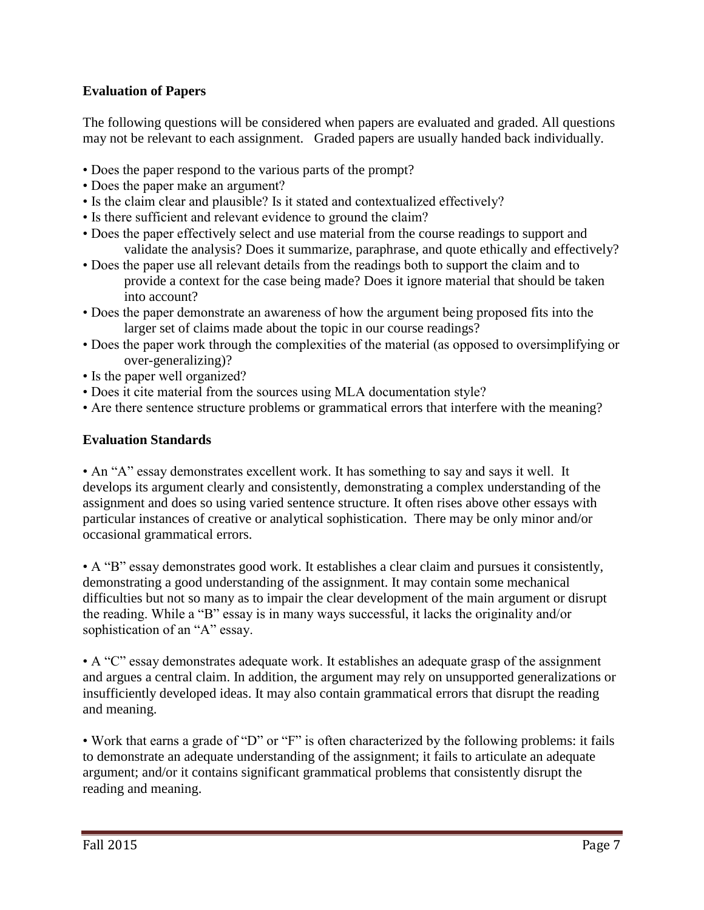**Evaluation of Papers**

The following questions will be considered when papers are evaluated and graded. All questions may not be relevant to each assignment. Graded papers are usually handed back individually.

- Does the paper respond to the various parts of the prompt?
- Does the paper make an argument?
- Is the claim clear and plausible? Is it stated and contextualized effectively?
- Is there sufficient and relevant evidence to ground the claim?
- Does the paper effectively select and use material from the course readings to support and validate the analysis? Does it summarize, paraphrase, and quote ethically and effectively?
- Does the paper use all relevant details from the readings both to support the claim and to provide a context for the case being made? Does it ignore material that should be taken into account?
- Does the paper demonstrate an awareness of how the argument being proposed fits into the larger set of claims made about the topic in our course readings?
- Does the paper work through the complexities of the material (as opposed to oversimplifying or over-generalizing)?
- Is the paper well organized?
- Does it cite material from the sources using MLA documentation style?
- Are there sentence structure problems or grammatical errors that interfere with the meaning?

**Evaluation Standards**

• An "A" essay demonstrates excellent work. It has something to say and says it well. It develops its argument clearly and consistently, demonstrating a complex understanding of the assignment and does so using varied sentence structure. It often rises above other essays with particular instances of creative or analytical sophistication. There may be only minor and/or occasional grammatical errors.

• A "B" essay demonstrates good work. It establishes a clear claim and pursues it consistently, demonstrating a good understanding of the assignment. It may contain some mechanical difficulties but not so many as to impair the clear development of the main argument or disrupt the reading. While a "B" essay is in many ways successful, it lacks the originality and/or sophistication of an "A" essay.

• A "C" essay demonstrates adequate work. It establishes an adequate grasp of the assignment and argues a central claim. In addition, the argument may rely on unsupported generalizations or insufficiently developed ideas. It may also contain grammatical errors that disrupt the reading and meaning.

• Work that earns a grade of "D" or "F" is often characterized by the following problems: it fails to demonstrate an adequate understanding of the assignment; it fails to articulate an adequate argument; and/or it contains significant grammatical problems that consistently disrupt the reading and meaning.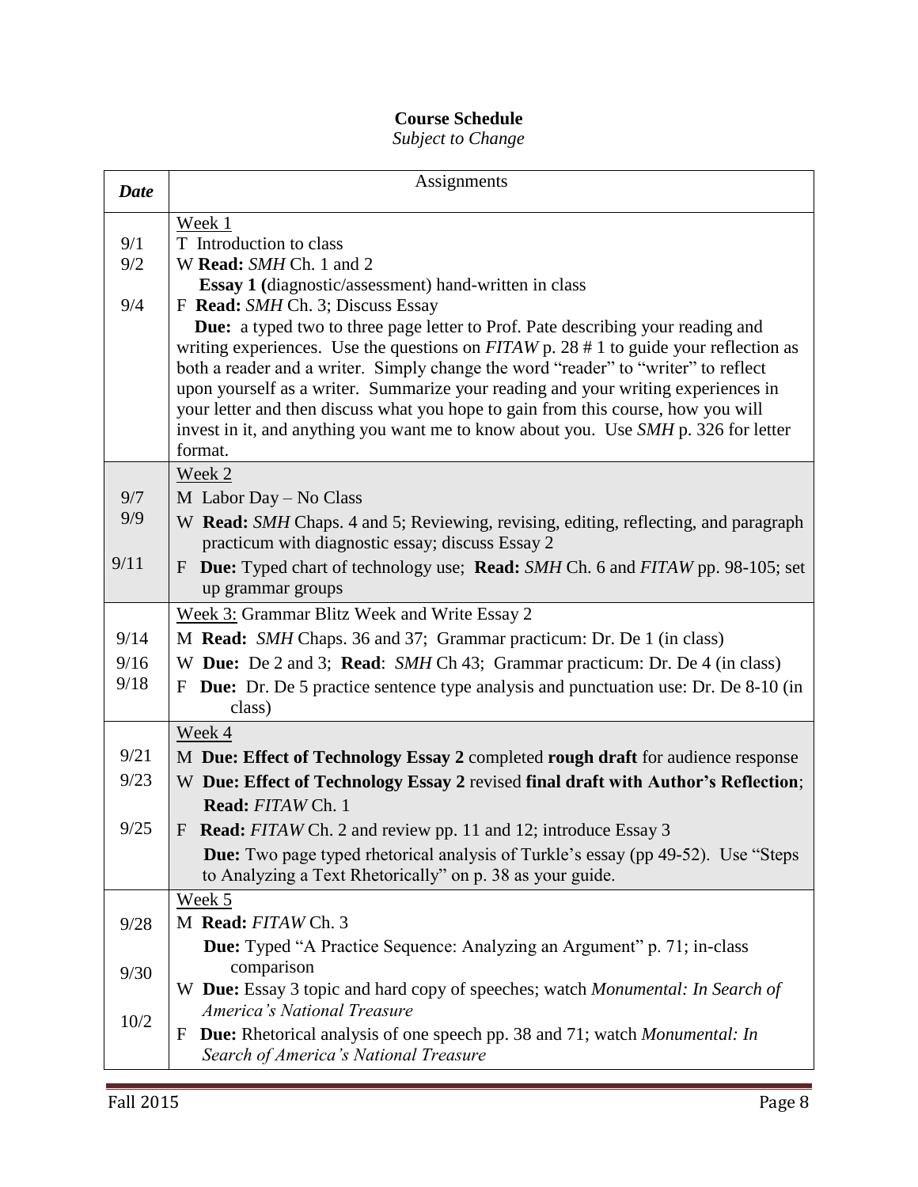**Course Schedule**
*Subject to Change*

| *Date* | Assignments |
|---|---|
| | Week 1 |
| 9/1 | T Introduction to class |
| 9/2 | W **Read:** *SMH* Ch. 1 and 2<br>**Essay 1 (**diagnostic/assessment) hand-written in class |
| 9/4 | F **Read:** *SMH* Ch. 3; Discuss Essay<br>**Due:** a typed two to three page letter to Prof. Pate describing your reading and writing experiences. Use the questions on *FITAW* p. 28 # 1 to guide your reflection as both a reader and a writer. Simply change the word "reader" to "writer" to reflect upon yourself as a writer. Summarize your reading and your writing experiences in your letter and then discuss what you hope to gain from this course, how you will invest in it, and anything you want me to know about you. Use *SMH* p. 326 for letter format. |
| | Week 2 |
| 9/7 | M Labor Day – No Class |
| 9/9 | W **Read:** *SMH* Chaps. 4 and 5; Reviewing, revising, editing, reflecting, and paragraph practicum with diagnostic essay; discuss Essay 2 |
| 9/11 | F **Due:** Typed chart of technology use; **Read:** *SMH* Ch. 6 and *FITAW* pp. 98-105; set up grammar groups |
| | Week 3: Grammar Blitz Week and Write Essay 2 |
| 9/14 | M **Read:** *SMH* Chaps. 36 and 37; Grammar practicum: Dr. De 1 (in class) |
| 9/16 | W **Due:** De 2 and 3; **Read**: *SMH* Ch 43; Grammar practicum: Dr. De 4 (in class) |
| 9/18 | F **Due:** Dr. De 5 practice sentence type analysis and punctuation use: Dr. De 8-10 (in class) |
| | Week 4 |
| 9/21 | M **Due: Effect of Technology Essay 2** completed **rough draft** for audience response |
| 9/23 | W **Due: Effect of Technology Essay 2** revised **final draft with Author's Reflection**; **Read:** *FITAW* Ch. 1 |
| 9/25 | F **Read:** *FITAW* Ch. 2 and review pp. 11 and 12; introduce Essay 3<br>**Due:** Two page typed rhetorical analysis of Turkle's essay (pp 49-52). Use "Steps to Analyzing a Text Rhetorically" on p. 38 as your guide. |
| | Week 5 |
| 9/28 | M **Read:** *FITAW* Ch. 3<br>**Due:** Typed "A Practice Sequence: Analyzing an Argument" p. 71; in-class comparison |
| 9/30 | W **Due:** Essay 3 topic and hard copy of speeches; watch *Monumental: In Search of America's National Treasure* |
| 10/2 | F **Due:** Rhetorical analysis of one speech pp. 38 and 71; watch *Monumental: In Search of America's National Treasure* |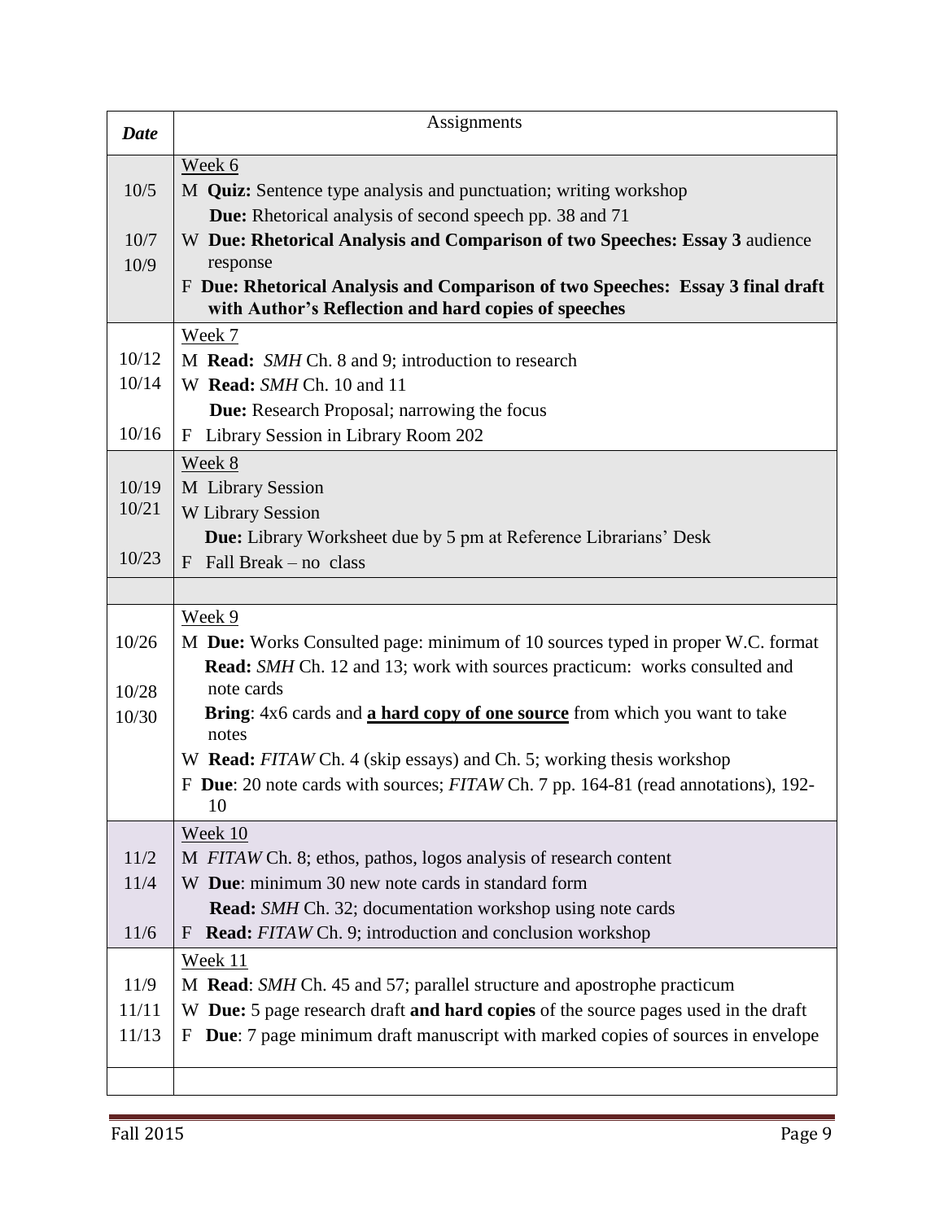| *Date* | Assignments |
|---|---|
| | Week 6 |
| 10/5 | M **Quiz:** Sentence type analysis and punctuation; writing workshop |
| | **Due:** Rhetorical analysis of second speech pp. 38 and 71 |
| 10/7 | W **Due: Rhetorical Analysis and Comparison of two Speeches: Essay 3** audience response |
| 10/9 | F **Due: Rhetorical Analysis and Comparison of two Speeches: Essay 3 final draft with Author's Reflection and hard copies of speeches** |
| | Week 7 |
| 10/12 | M **Read:** *SMH* Ch. 8 and 9; introduction to research |
| 10/14 | W **Read:** *SMH* Ch. 10 and 11 |
| | **Due:** Research Proposal; narrowing the focus |
| 10/16 | F Library Session in Library Room 202 |
| | Week 8 |
| 10/19 | M Library Session |
| 10/21 | W Library Session |
| | **Due:** Library Worksheet due by 5 pm at Reference Librarians' Desk |
| 10/23 | F Fall Break – no class |
| | |
| | Week 9 |
| 10/26 | M **Due:** Works Consulted page: minimum of 10 sources typed in proper W.C. format |
| | **Read:** *SMH* Ch. 12 and 13; work with sources practicum: works consulted and note cards |
| | **Bring**: 4x6 cards and **a hard copy of one source** from which you want to take notes |
| 10/28 | W **Read:** *FITAW* Ch. 4 (skip essays) and Ch. 5; working thesis workshop |
| 10/30 | F **Due**: 20 note cards with sources; *FITAW* Ch. 7 pp. 164-81 (read annotations), 192-10 |
| | Week 10 |
| 11/2 | M *FITAW* Ch. 8; ethos, pathos, logos analysis of research content |
| 11/4 | W **Due**: minimum 30 new note cards in standard form |
| | **Read:** *SMH* Ch. 32; documentation workshop using note cards |
| 11/6 | F **Read:** *FITAW* Ch. 9; introduction and conclusion workshop |
| | Week 11 |
| 11/9 | M **Read**: *SMH* Ch. 45 and 57; parallel structure and apostrophe practicum |
| 11/11 | W **Due:** 5 page research draft **and hard copies** of the source pages used in the draft |
| 11/13 | F **Due**: 7 page minimum draft manuscript with marked copies of sources in envelope |
| | |

Fall 2015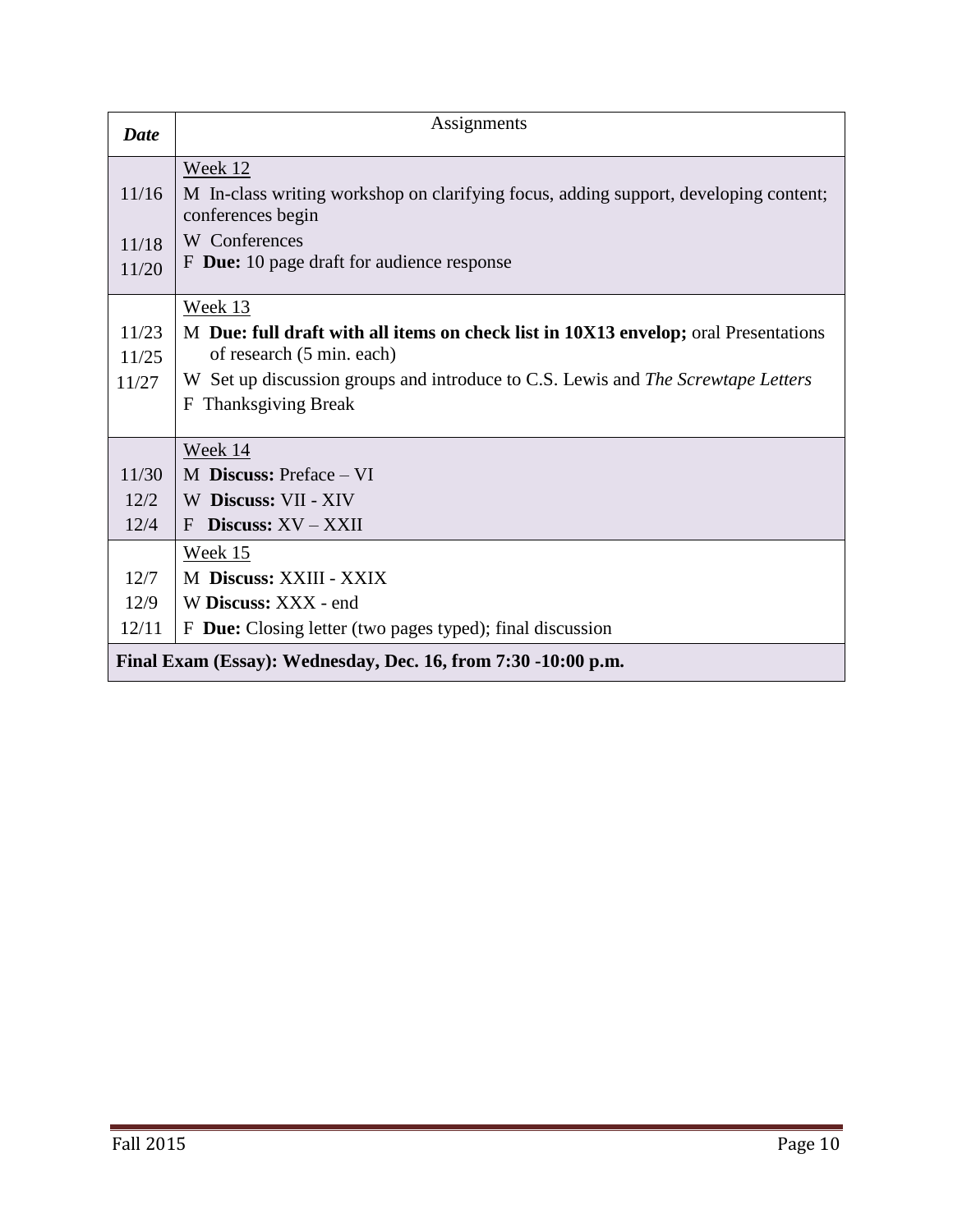| *Date* | Assignments |
| --- | --- |
| | Week 12 |
| 11/16 | M In-class writing workshop on clarifying focus, adding support, developing content; conferences begin |
| 11/18 | W Conferences |
| 11/20 | F **Due:** 10 page draft for audience response |
| | Week 13 |
| 11/23 | M **Due: full draft with all items on check list in 10X13 envelop;** oral Presentations of research (5 min. each) |
| 11/25 | W Set up discussion groups and introduce to C.S. Lewis and *The Screwtape Letters* |
| 11/27 | F Thanksgiving Break |
| | Week 14 |
| 11/30 | M **Discuss:** Preface – VI |
| 12/2 | W **Discuss:** VII - XIV |
| 12/4 | F **Discuss:** XV – XXII |
| | Week 15 |
| 12/7 | M **Discuss:** XXIII - XXIX |
| 12/9 | W **Discuss:** XXX - end |
| 12/11 | F **Due:** Closing letter (two pages typed); final discussion |
| **Final Exam (Essay): Wednesday, Dec. 16, from 7:30 -10:00 p.m.** | |